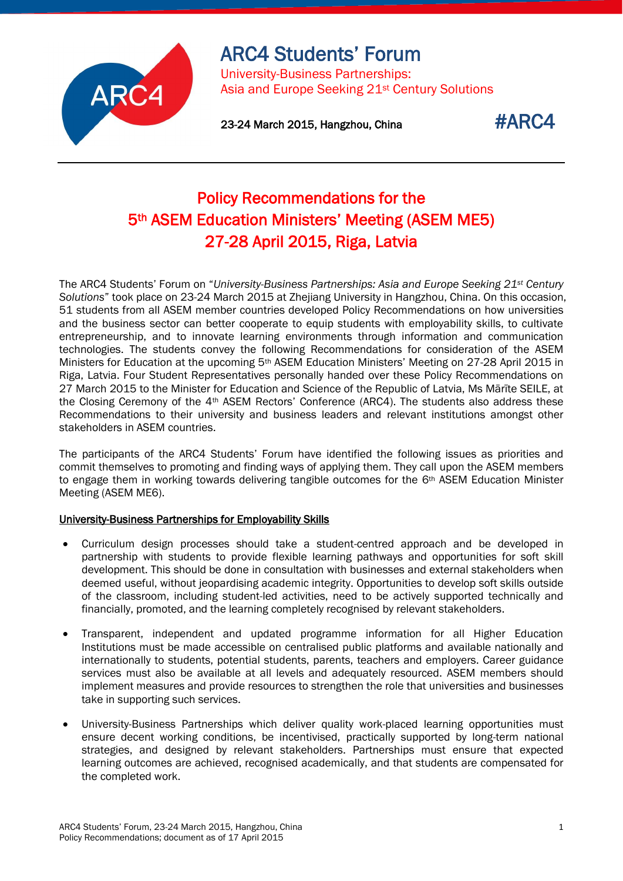# ARC4 Students' Forum

University-Business Partnerships:
Asia and Europe Seeking 21st Century Solutions

23-24 March 2015, Hangzhou, China

#ARC4

## Policy Recommendations for the 5th ASEM Education Ministers' Meeting (ASEM ME5) 27-28 April 2015, Riga, Latvia

The ARC4 Students' Forum on "*University-Business Partnerships: Asia and Europe Seeking 21st Century Solutions*" took place on 23-24 March 2015 at Zhejiang University in Hangzhou, China. On this occasion, 51 students from all ASEM member countries developed Policy Recommendations on how universities and the business sector can better cooperate to equip students with employability skills, to cultivate entrepreneurship, and to innovate learning environments through information and communication technologies. The students convey the following Recommendations for consideration of the ASEM Ministers for Education at the upcoming 5th ASEM Education Ministers' Meeting on 27-28 April 2015 in Riga, Latvia. Four Student Representatives personally handed over these Policy Recommendations on 27 March 2015 to the Minister for Education and Science of the Republic of Latvia, Ms Mārīte SEILE, at the Closing Ceremony of the 4th ASEM Rectors' Conference (ARC4). The students also address these Recommendations to their university and business leaders and relevant institutions amongst other stakeholders in ASEM countries.

The participants of the ARC4 Students' Forum have identified the following issues as priorities and commit themselves to promoting and finding ways of applying them. They call upon the ASEM members to engage them in working towards delivering tangible outcomes for the 6th ASEM Education Minister Meeting (ASEM ME6).

### University-Business Partnerships for Employability Skills

- Curriculum design processes should take a student-centred approach and be developed in partnership with students to provide flexible learning pathways and opportunities for soft skill development. This should be done in consultation with businesses and external stakeholders when deemed useful, without jeopardising academic integrity. Opportunities to develop soft skills outside of the classroom, including student-led activities, need to be actively supported technically and financially, promoted, and the learning completely recognised by relevant stakeholders.

- Transparent, independent and updated programme information for all Higher Education Institutions must be made accessible on centralised public platforms and available nationally and internationally to students, potential students, parents, teachers and employers. Career guidance services must also be available at all levels and adequately resourced. ASEM members should implement measures and provide resources to strengthen the role that universities and businesses take in supporting such services.

- University-Business Partnerships which deliver quality work-placed learning opportunities must ensure decent working conditions, be incentivised, practically supported by long-term national strategies, and designed by relevant stakeholders. Partnerships must ensure that expected learning outcomes are achieved, recognised academically, and that students are compensated for the completed work.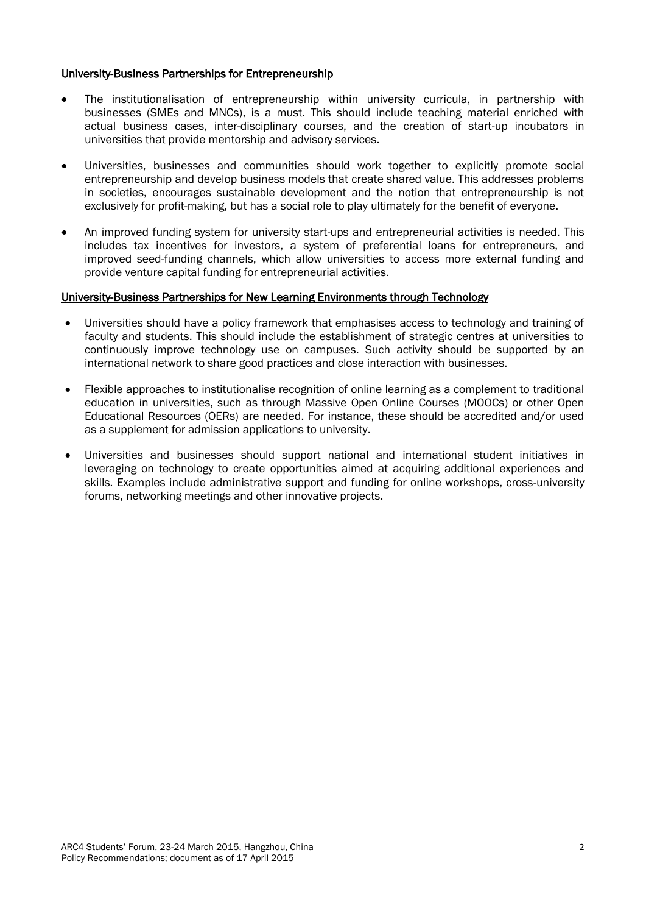## University-Business Partnerships for Entrepreneurship

- The institutionalisation of entrepreneurship within university curricula, in partnership with businesses (SMEs and MNCs), is a must. This should include teaching material enriched with actual business cases, inter-disciplinary courses, and the creation of start-up incubators in universities that provide mentorship and advisory services.
- Universities, businesses and communities should work together to explicitly promote social entrepreneurship and develop business models that create shared value. This addresses problems in societies, encourages sustainable development and the notion that entrepreneurship is not exclusively for profit-making, but has a social role to play ultimately for the benefit of everyone.
- An improved funding system for university start-ups and entrepreneurial activities is needed. This includes tax incentives for investors, a system of preferential loans for entrepreneurs, and improved seed-funding channels, which allow universities to access more external funding and provide venture capital funding for entrepreneurial activities.

## University-Business Partnerships for New Learning Environments through Technology

- Universities should have a policy framework that emphasises access to technology and training of faculty and students. This should include the establishment of strategic centres at universities to continuously improve technology use on campuses. Such activity should be supported by an international network to share good practices and close interaction with businesses.
- Flexible approaches to institutionalise recognition of online learning as a complement to traditional education in universities, such as through Massive Open Online Courses (MOOCs) or other Open Educational Resources (OERs) are needed. For instance, these should be accredited and/or used as a supplement for admission applications to university.
- Universities and businesses should support national and international student initiatives in leveraging on technology to create opportunities aimed at acquiring additional experiences and skills. Examples include administrative support and funding for online workshops, cross-university forums, networking meetings and other innovative projects.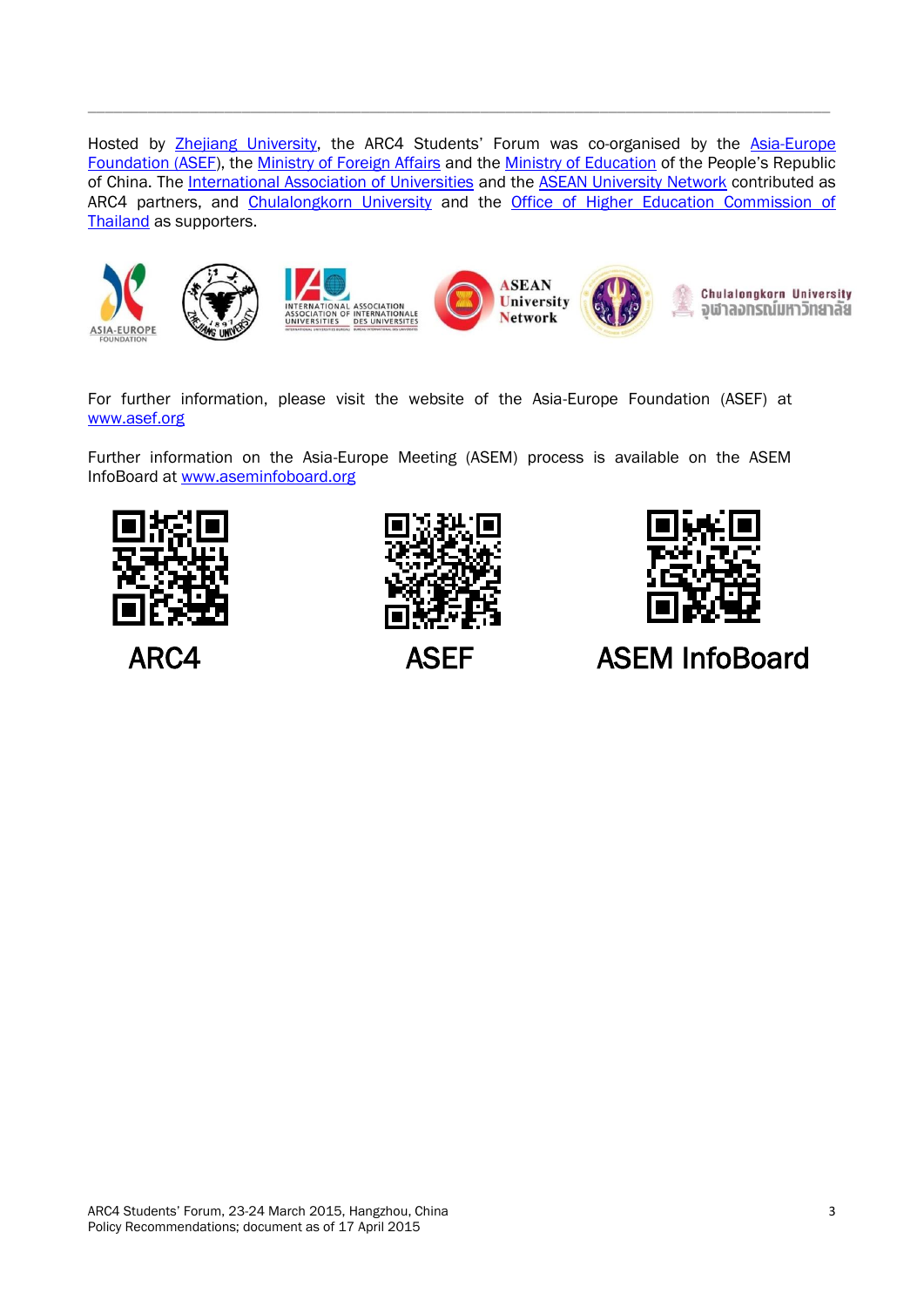Hosted by Zhejiang University, the ARC4 Students' Forum was co-organised by the Asia-Europe Foundation (ASEF), the Ministry of Foreign Affairs and the Ministry of Education of the People's Republic of China. The International Association of Universities and the ASEAN University Network contributed as ARC4 partners, and Chulalongkorn University and the Office of Higher Education Commission of Thailand as supporters.

For further information, please visit the website of the Asia-Europe Foundation (ASEF) at www.asef.org

Further information on the Asia-Europe Meeting (ASEM) process is available on the ASEM InfoBoard at www.aseminfoboard.org

ARC4

ASEF

ASEM InfoBoard